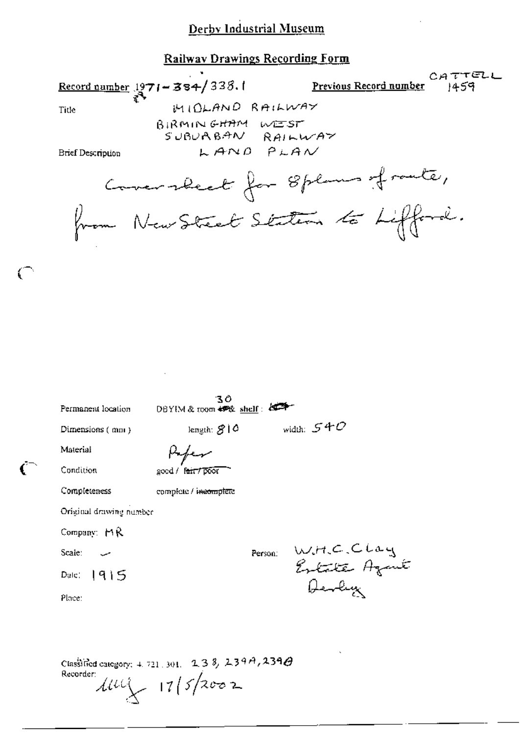# Derby Industrial Museum

## Railway Drawings Recording Form

**Record number** 1971-384/338.1

**Previous Record number** CATTELL 1459

Title: MIDLAND RAILWAY
BIRMINGHAM WEST SUBURBAN RAILWAY
LAND PLAN

Brief Description: Cover sheet for 8 plans of route, from New Street Station to Lifford.

Permanent location: DBYIM & room 30 & shelf :

Dimensions (mm): length: 810 width: 540

Material: Paper

Condition: good / ~~fair / poor~~

Completeness: complete / ~~incomplete~~

Original drawing number

Company: MR

Scale:

Date: 1915

Place:

Person: W.H.C.Clay Estate Agent Derby

Classified category: 4. 721. 301. 238, 239A, 239B

Recorder: 17/5/2002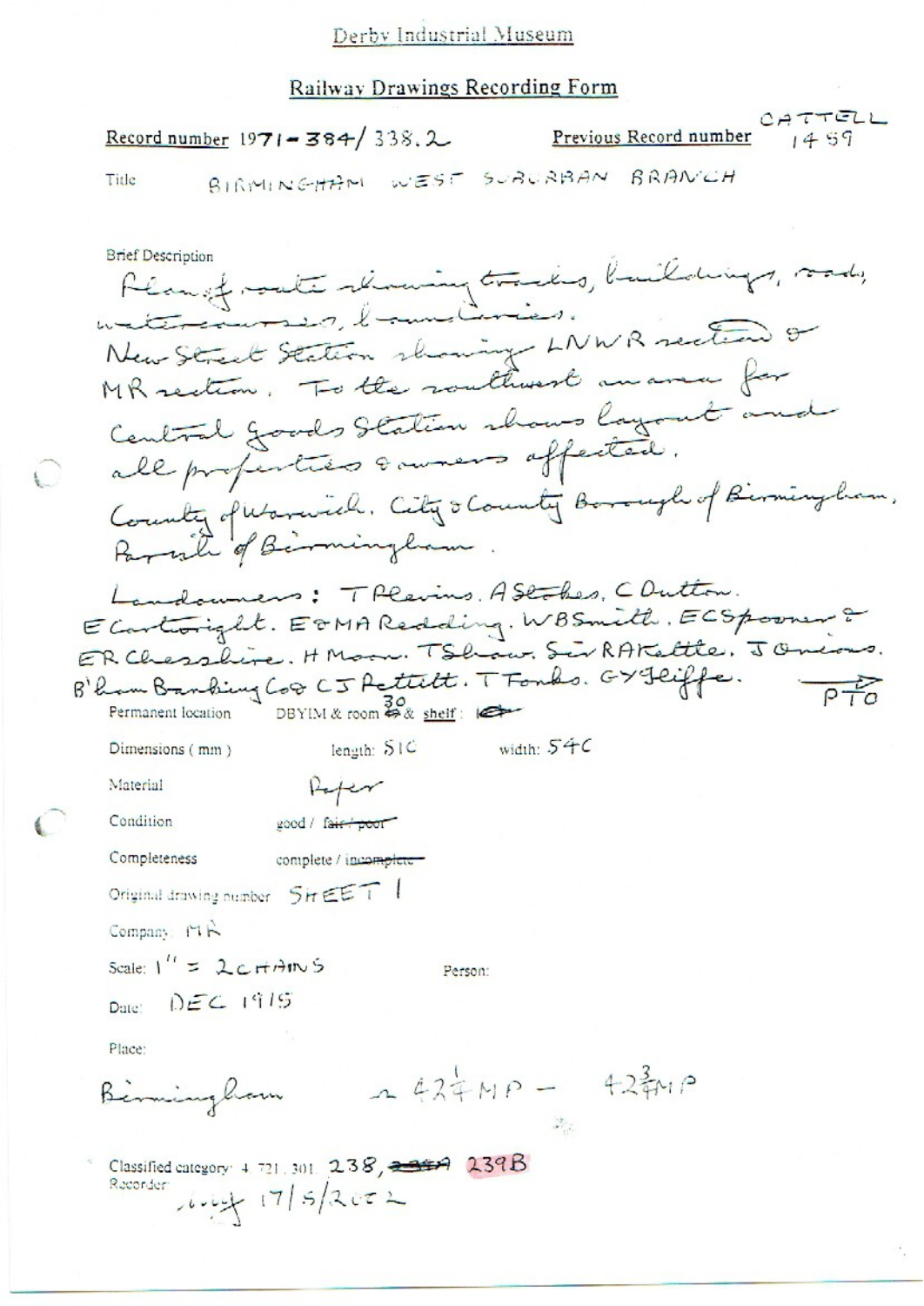Derby Industrial Museum

## Railway Drawings Recording Form

**Record number** 1971-384/338.2 **Previous Record number** CATTELL 1459

**Title** BIRMINGHAM WEST SUBURBAN BRANCH

**Brief Description**

Plan of route showing tracks, buildings, roads, watercourses, boundaries.
New Street Station showing LNWR section & MR section. To the southwest an area for Central Goods Station shows layout and all properties & owners affected.
County of Warwick. City & County Borough of Birmingham, Parish of Birmingham.

Landowners: T Blevins. A Stokes. C Dutton. E Cartwright. E & MA Redding. WB Smith. EC Spooner & ER Chesshire. H Moon. T Shaw. Sir RA Kettle. J Onions. B'ham Banking Co & CJ Pettitt. T Fonks. GY Jeiffe. PTO

Permanent location DBYIM & room 30 & shelf:

Dimensions (mm) length: 51C width: 54C

Material Paper

Condition good / ~~fair / poor~~

Completeness complete / ~~incomplete~~

Original drawing number SHEET 1

Company: MR

Scale: 1" = 2 CHAINS Person:

Date: DEC 1915

Place:

Birmingham ~ 42¼ MP – 42¾ MP

Classified category: 4. 721. 301. 238, ~~239A~~ 239B

Recorder: 17/5/2002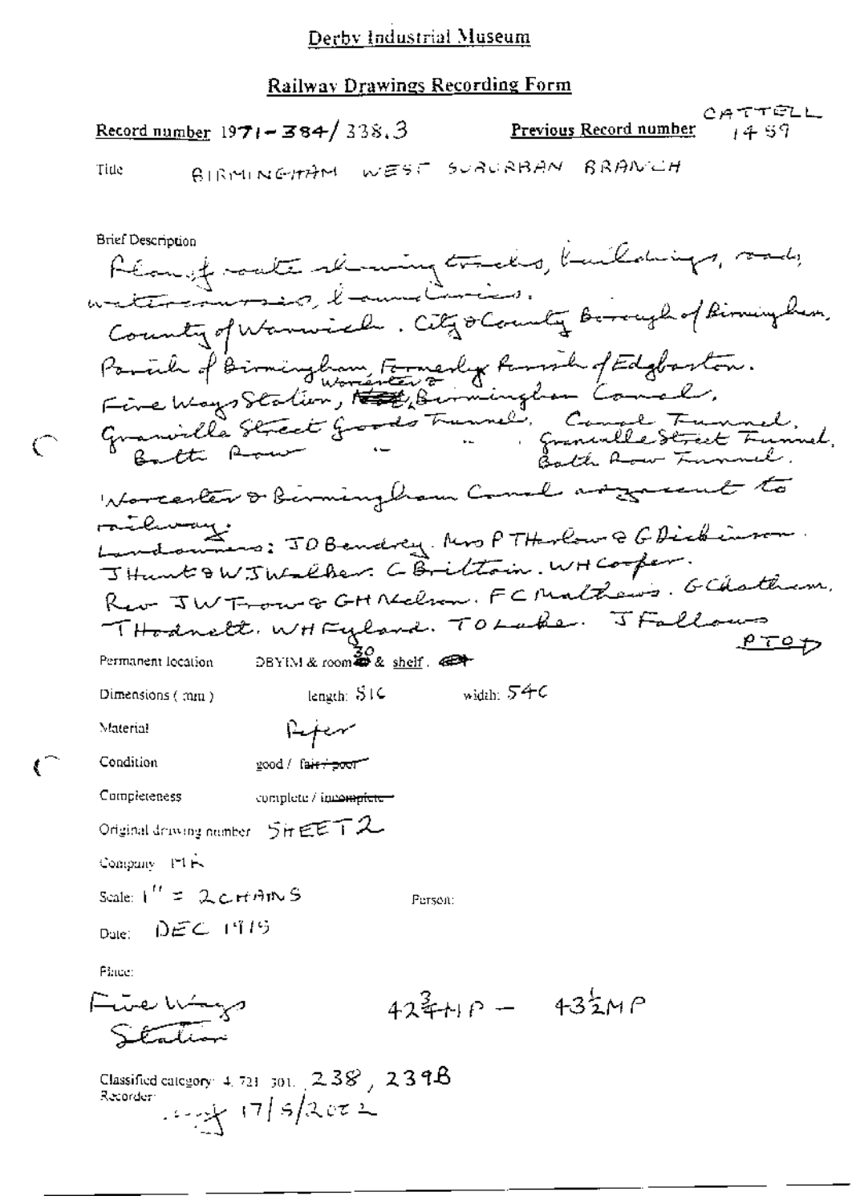Derby Industrial Museum

Railway Drawings Recording Form

Record number 1971-384/338.3

Previous Record number CATTELL 1459

Title BIRMINGHAM WEST SUBURBAN BRANCH

Brief Description

Plan of route showing tracks, buildings, roads, watercourses, boundaries.
County of Warwick. City & County Borough of Birmingham.
Parish of Birmingham, Formerly Parish of Edgbaston.
Five Ways Station, ~~Wor~~ Worcester & Birmingham Canal,
Granville Street Goods Tunnel, " " Canal Tunnel,
Bath Row " " Granville Street Tunnel,
Bath Row Tunnel.
Worcester & Birmingham Canal adjacent to railway.
Landowners: J D Bendrey. Mrs P Thurlow & G Dickinson.
J Hunt & W J Walker. C Britton. W H Cooper.
Rev J W Frow & G H Nelson. F C Mathews. G Chatham.
T Hodnett. W H Eyland. T O Lake. J Fallows
PTO

Permanent location DBYIM & room 30 & shelf.

Dimensions (mm) length: 516 width: 540

Material Paper

Condition good / ~~fair / poor~~

Completeness complete / ~~incomplete~~

Original drawing number SHEET 2

Company MR

Scale: 1" = 2 CHAINS

Person:

Date: DEC 1919

Place:

Five Ways Station

$42\frac{3}{4}$ MP – $43\frac{1}{2}$ MP

Classified category: 4.721.301. 238, 239B

Recorder: 17/5/2002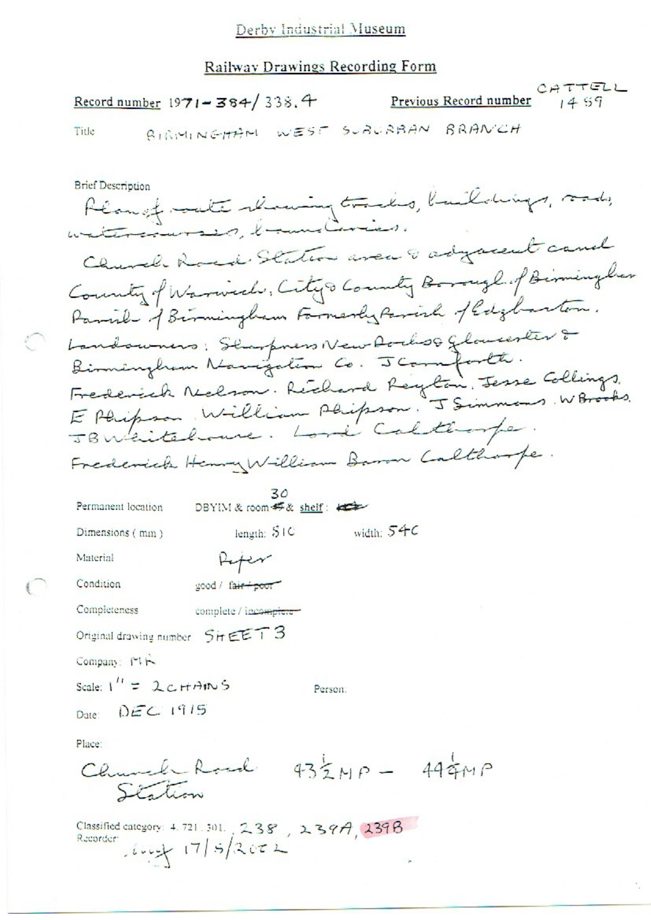Derby Industrial Museum

## Railway Drawings Recording Form

Record number 1971-384/338.4 Previous Record number CATTELL 1459

Title BIRMINGHAM WEST SUBURBAN BRANCH

Brief Description

Plan of route showing tracks, buildings, roads, watercourses, boundaries.
Church Road Station area & adjacent canal
County of Warwick, City & County Borough of Birmingham
Parish of Birmingham Formerly Parish of Edgbaston.
Landowners: Sharpness New Docks & Gloucester & Birmingham Navigation Co. J Cornforth.
Frederick Nelson. Richard Peyton. Jesse Collings.
E Phipson. William Phipson. J Simmons. W Brooks.
J B Whitehouse. Lord Calthorpe.
Frederick Henry William Baron Calthorpe.

Permanent location DBYIM & room ~~4~~ 30 & shelf: ~~4~~

Dimensions (mm) length: 510 width: 540

Material Paper

Condition good / ~~fair / poor~~

Completeness complete / ~~incomplete~~

Original drawing number SHEET 3

Company: MR

Scale: 1" = 2 CHAINS Person:

Date: DEC 1915

Place:

Church Road Station 43½MP – 44¼MP

Classified category: 4.721.301. 238, 239A, 239B

Recorder: [initials] 17/5/2002